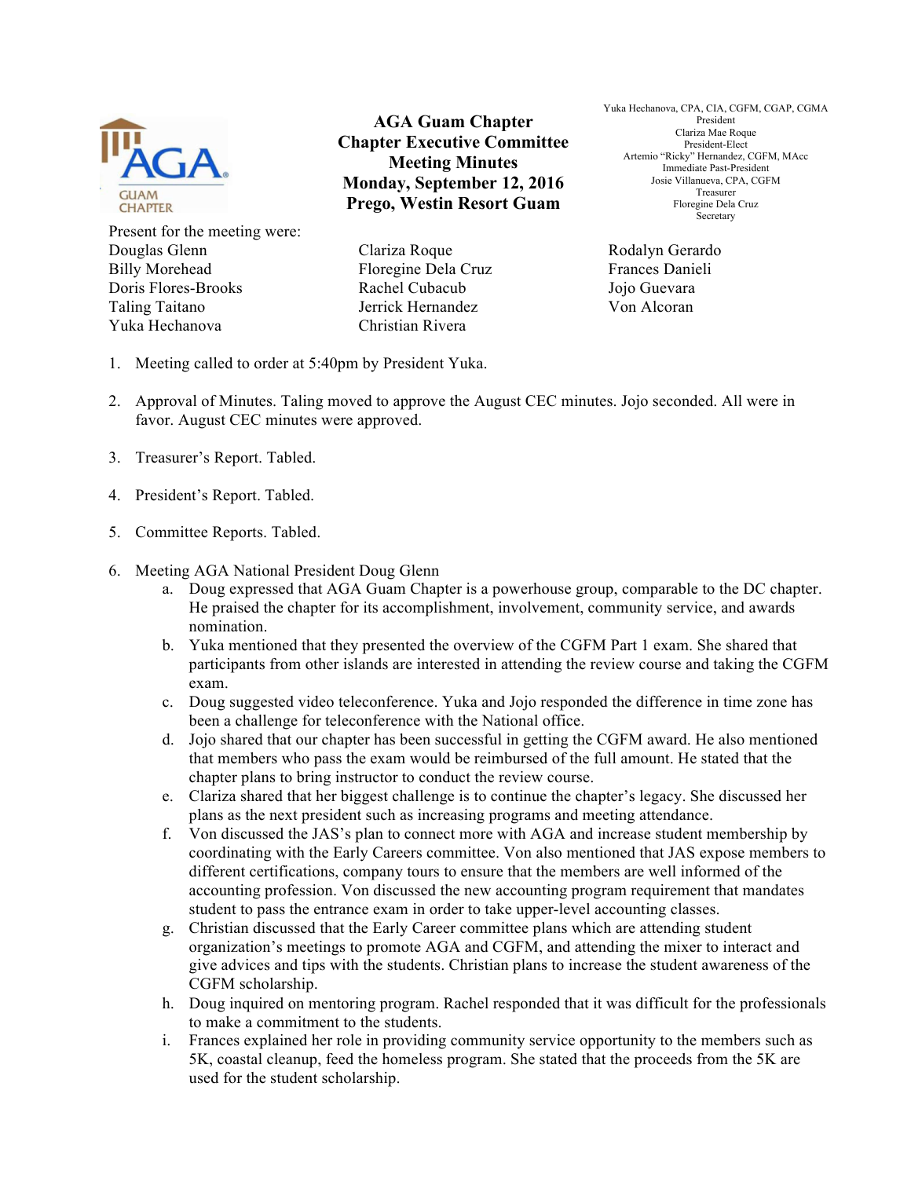# AGA Guam Chapter
## Chapter Executive Committee Meeting Minutes
### Monday, September 12, 2016
### Prego, Westin Resort Guam

Yuka Hechanova, CPA, CIA, CGFM, CGAP, CGMA
President
Clariza Mae Roque
President-Elect
Artemio "Ricky" Hernandez, CGFM, MAcc
Immediate Past-President
Josie Villanueva, CPA, CGFM
Treasurer
Floregine Dela Cruz
Secretary

Present for the meeting were:

| | | |
|---|---|---|
| Douglas Glenn | Clariza Roque | Rodalyn Gerardo |
| Billy Morehead | Floregine Dela Cruz | Frances Danieli |
| Doris Flores-Brooks | Rachel Cubacub | Jojo Guevara |
| Taling Taitano | Jerrick Hernandez | Von Alcoran |
| Yuka Hechanova | Christian Rivera | |

1. Meeting called to order at 5:40pm by President Yuka.

2. Approval of Minutes. Taling moved to approve the August CEC minutes. Jojo seconded. All were in favor. August CEC minutes were approved.

3. Treasurer's Report. Tabled.

4. President's Report. Tabled.

5. Committee Reports. Tabled.

6. Meeting AGA National President Doug Glenn
   a. Doug expressed that AGA Guam Chapter is a powerhouse group, comparable to the DC chapter. He praised the chapter for its accomplishment, involvement, community service, and awards nomination.
   b. Yuka mentioned that they presented the overview of the CGFM Part 1 exam. She shared that participants from other islands are interested in attending the review course and taking the CGFM exam.
   c. Doug suggested video teleconference. Yuka and Jojo responded the difference in time zone has been a challenge for teleconference with the National office.
   d. Jojo shared that our chapter has been successful in getting the CGFM award. He also mentioned that members who pass the exam would be reimbursed of the full amount. He stated that the chapter plans to bring instructor to conduct the review course.
   e. Clariza shared that her biggest challenge is to continue the chapter's legacy. She discussed her plans as the next president such as increasing programs and meeting attendance.
   f. Von discussed the JAS's plan to connect more with AGA and increase student membership by coordinating with the Early Careers committee. Von also mentioned that JAS expose members to different certifications, company tours to ensure that the members are well informed of the accounting profession. Von discussed the new accounting program requirement that mandates student to pass the entrance exam in order to take upper-level accounting classes.
   g. Christian discussed that the Early Career committee plans which are attending student organization's meetings to promote AGA and CGFM, and attending the mixer to interact and give advices and tips with the students. Christian plans to increase the student awareness of the CGFM scholarship.
   h. Doug inquired on mentoring program. Rachel responded that it was difficult for the professionals to make a commitment to the students.
   i. Frances explained her role in providing community service opportunity to the members such as 5K, coastal cleanup, feed the homeless program. She stated that the proceeds from the 5K are used for the student scholarship.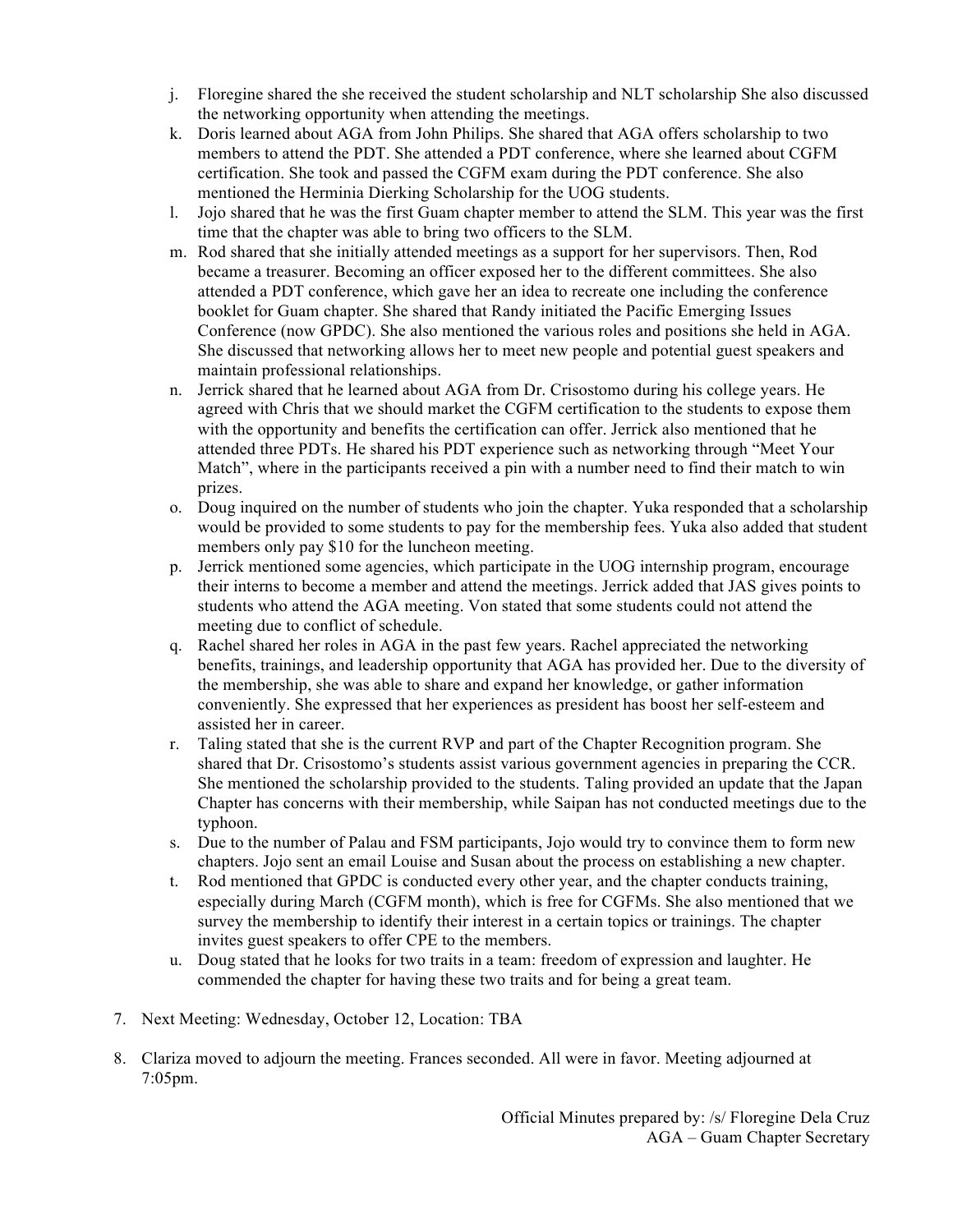j. Floregine shared the she received the student scholarship and NLT scholarship She also discussed the networking opportunity when attending the meetings.

k. Doris learned about AGA from John Philips. She shared that AGA offers scholarship to two members to attend the PDT. She attended a PDT conference, where she learned about CGFM certification. She took and passed the CGFM exam during the PDT conference. She also mentioned the Herminia Dierking Scholarship for the UOG students.

l. Jojo shared that he was the first Guam chapter member to attend the SLM. This year was the first time that the chapter was able to bring two officers to the SLM.

m. Rod shared that she initially attended meetings as a support for her supervisors. Then, Rod became a treasurer. Becoming an officer exposed her to the different committees. She also attended a PDT conference, which gave her an idea to recreate one including the conference booklet for Guam chapter. She shared that Randy initiated the Pacific Emerging Issues Conference (now GPDC). She also mentioned the various roles and positions she held in AGA. She discussed that networking allows her to meet new people and potential guest speakers and maintain professional relationships.

n. Jerrick shared that he learned about AGA from Dr. Crisostomo during his college years. He agreed with Chris that we should market the CGFM certification to the students to expose them with the opportunity and benefits the certification can offer. Jerrick also mentioned that he attended three PDTs. He shared his PDT experience such as networking through "Meet Your Match", where in the participants received a pin with a number need to find their match to win prizes.

o. Doug inquired on the number of students who join the chapter. Yuka responded that a scholarship would be provided to some students to pay for the membership fees. Yuka also added that student members only pay $10 for the luncheon meeting.

p. Jerrick mentioned some agencies, which participate in the UOG internship program, encourage their interns to become a member and attend the meetings. Jerrick added that JAS gives points to students who attend the AGA meeting. Von stated that some students could not attend the meeting due to conflict of schedule.

q. Rachel shared her roles in AGA in the past few years. Rachel appreciated the networking benefits, trainings, and leadership opportunity that AGA has provided her. Due to the diversity of the membership, she was able to share and expand her knowledge, or gather information conveniently. She expressed that her experiences as president has boost her self-esteem and assisted her in career.

r. Taling stated that she is the current RVP and part of the Chapter Recognition program. She shared that Dr. Crisostomo's students assist various government agencies in preparing the CCR. She mentioned the scholarship provided to the students. Taling provided an update that the Japan Chapter has concerns with their membership, while Saipan has not conducted meetings due to the typhoon.

s. Due to the number of Palau and FSM participants, Jojo would try to convince them to form new chapters. Jojo sent an email Louise and Susan about the process on establishing a new chapter.

t. Rod mentioned that GPDC is conducted every other year, and the chapter conducts training, especially during March (CGFM month), which is free for CGFMs. She also mentioned that we survey the membership to identify their interest in a certain topics or trainings. The chapter invites guest speakers to offer CPE to the members.

u. Doug stated that he looks for two traits in a team: freedom of expression and laughter. He commended the chapter for having these two traits and for being a great team.

7. Next Meeting: Wednesday, October 12, Location: TBA

8. Clariza moved to adjourn the meeting. Frances seconded. All were in favor. Meeting adjourned at 7:05pm.

Official Minutes prepared by: /s/ Floregine Dela Cruz
AGA – Guam Chapter Secretary